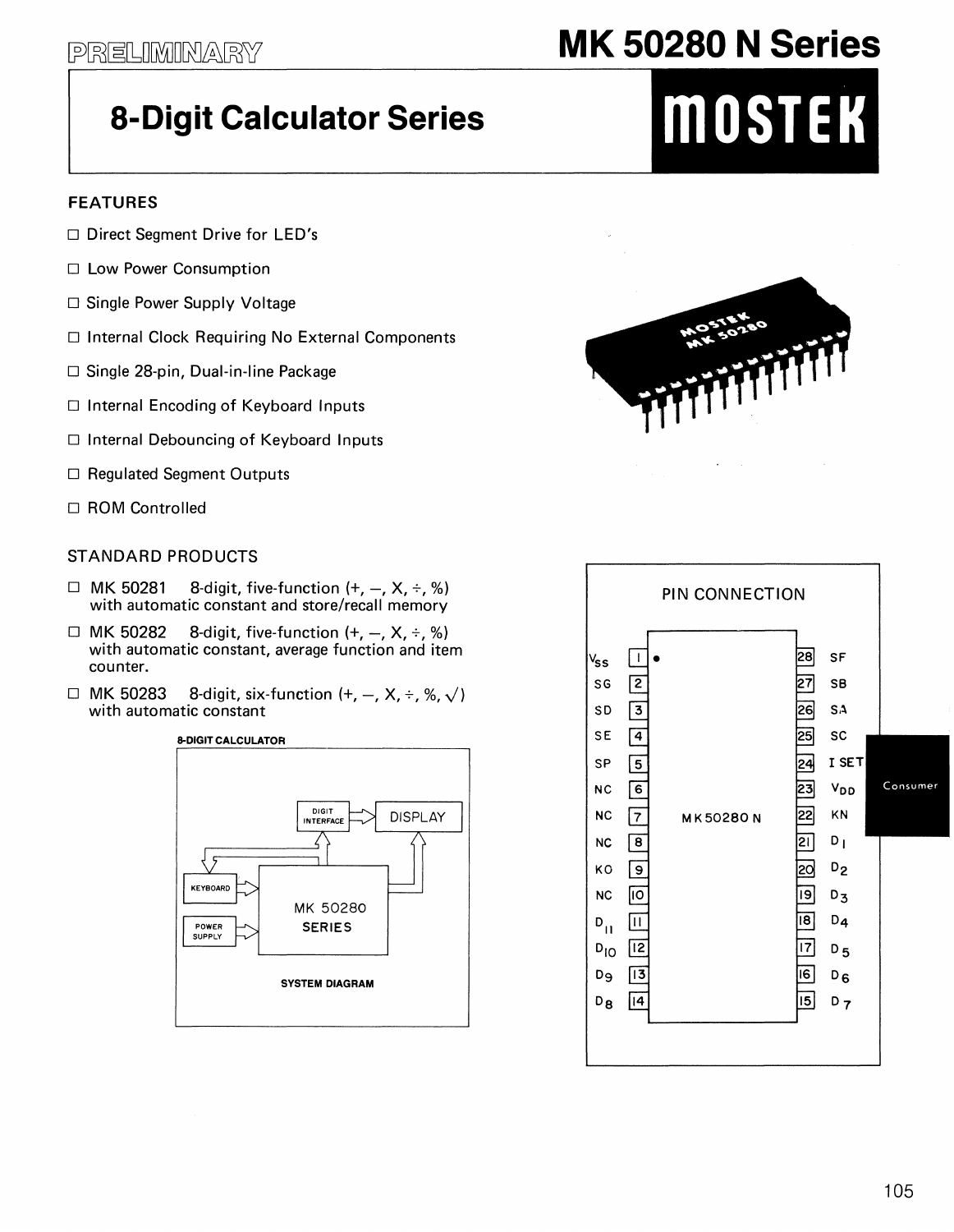PRELIMINARY

# MK 50280 N Series

## 8-Digit Calculator Series

MOSTEK

### FEATURES

- Direct Segment Drive for LED's
- Low Power Consumption
- Single Power Supply Voltage
- Internal Clock Requiring No External Components
- Single 28-pin, Dual-in-line Package
- Internal Encoding of Keyboard Inputs
- Internal Debouncing of Keyboard Inputs
- Regulated Segment Outputs
- ROM Controlled

### STANDARD PRODUCTS

- MK 50281 8-digit, five-function (+, –, X, ÷, %) with automatic constant and store/recall memory
- MK 50282 8-digit, five-function (+, –, X, ÷, %) with automatic constant, average function and item counter.
- MK 50283 8-digit, six-function (+, –, X, ÷, %, √) with automatic constant

**8-DIGIT CALCULATOR**

(Diagram blocks: DIGIT INTERFACE, DISPLAY, KEYBOARD, POWER SUPPLY, MK 50280 SERIES)

**SYSTEM DIAGRAM**

### PIN CONNECTION

MK50280 N

| Pin | Name | Pin | Name |
|---|---|---|---|
| 1 | $V_{SS}$ | 28 | SF |
| 2 | SG | 27 | SB |
| 3 | SD | 26 | SA |
| 4 | SE | 25 | SC |
| 5 | SP | 24 | I SET |
| 6 | NC | 23 | $V_{DD}$ |
| 7 | NC | 22 | KN |
| 8 | NC | 21 | $D_1$ |
| 9 | KO | 20 | $D_2$ |
| 10 | NC | 19 | $D_3$ |
| 11 | $D_{11}$ | 18 | $D_4$ |
| 12 | $D_{10}$ | 17 | $D_5$ |
| 13 | $D_9$ | 16 | $D_6$ |
| 14 | $D_8$ | 15 | $D_7$ |

Consumer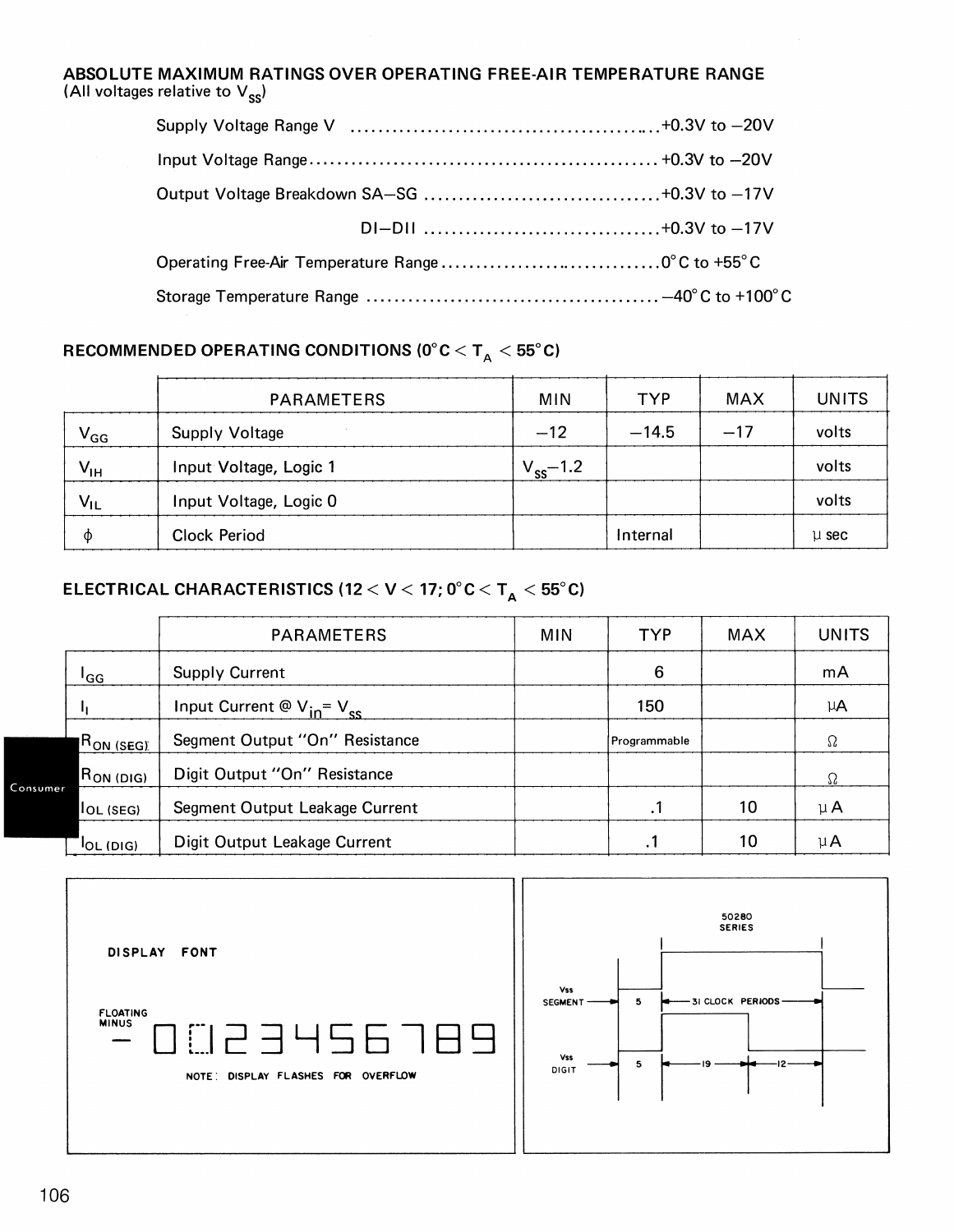## ABSOLUTE MAXIMUM RATINGS OVER OPERATING FREE-AIR TEMPERATURE RANGE

(All voltages relative to $V_{SS}$)

Supply Voltage Range V .......................................... +0.3V to –20V

Input Voltage Range ................................................ +0.3V to –20V

Output Voltage Breakdown SA–SG ................................ +0.3V to –17V

DI–DII ................................ +0.3V to –17V

Operating Free-Air Temperature Range ............................ 0°C to +55°C

Storage Temperature Range ........................................ –40°C to +100°C

## RECOMMENDED OPERATING CONDITIONS (0°C < $T_A$ < 55°C)

| | PARAMETERS | MIN | TYP | MAX | UNITS |
|---|---|---|---|---|---|
| $V_{GG}$ | Supply Voltage | –12 | –14.5 | –17 | volts |
| $V_{IH}$ | Input Voltage, Logic 1 | $V_{SS}$–1.2 | | | volts |
| $V_{IL}$ | Input Voltage, Logic 0 | | | | volts |
| φ | Clock Period | | Internal | | μ sec |

## ELECTRICAL CHARACTERISTICS (12 < V < 17; 0°C < $T_A$ < 55°C)

| | PARAMETERS | MIN | TYP | MAX | UNITS |
|---|---|---|---|---|---|
| $I_{GG}$ | Supply Current | | 6 | | mA |
| $I_I$ | Input Current @ $V_{in} = V_{SS}$ | | 150 | | μA |
| $R_{ON\ (SEG)}$ | Segment Output "On" Resistance | | Programmable | | Ω |
| $R_{ON\ (DIG)}$ | Digit Output "On" Resistance | | | | Ω |
| $I_{OL\ (SEG)}$ | Segment Output Leakage Current | | .1 | 10 | μA |
| $I_{OL\ (DIG)}$ | Digit Output Leakage Current | | .1 | 10 | μA |

DISPLAY FONT

FLOATING MINUS

- 0 0 1 2 3 4 5 6 7 8 9

NOTE: DISPLAY FLASHES FOR OVERFLOW

50280 SERIES

Vss SEGMENT

5

31 CLOCK PERIODS

Vss DIGIT

5

19

12